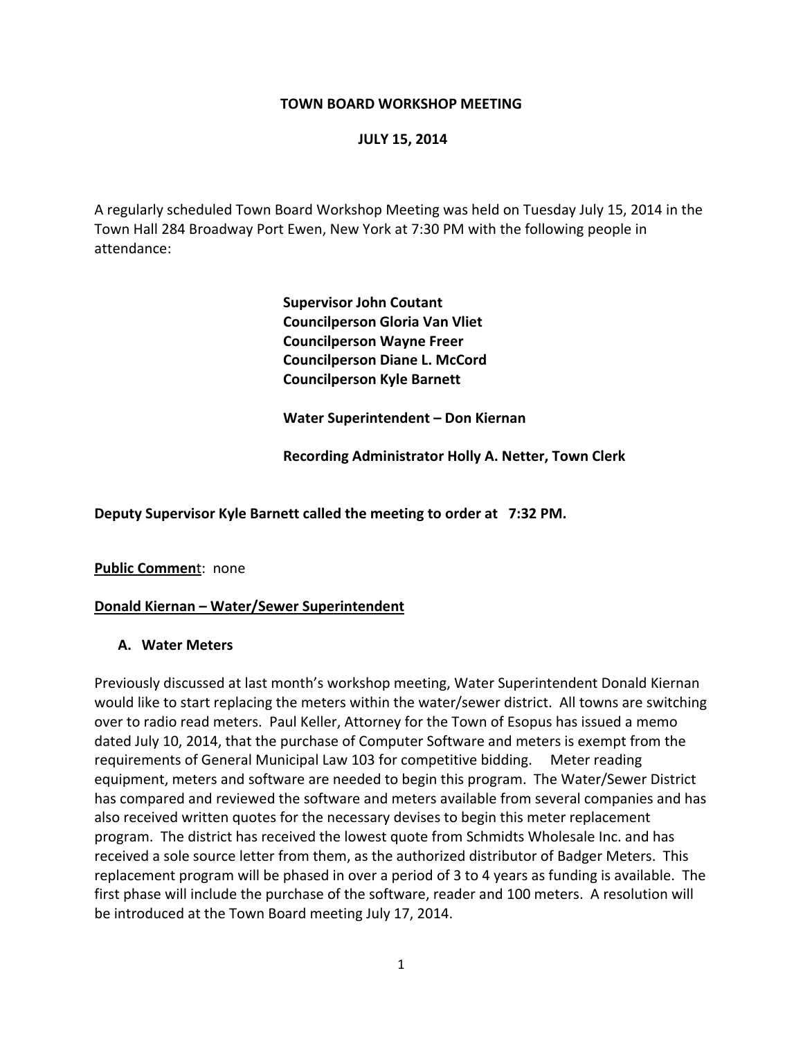**TOWN BOARD WORKSHOP MEETING**

**JULY 15, 2014**

A regularly scheduled Town Board Workshop Meeting was held on Tuesday July 15, 2014 in the Town Hall 284 Broadway Port Ewen, New York at 7:30 PM with the following people in attendance:

**Supervisor John Coutant**
**Councilperson Gloria Van Vliet**
**Councilperson Wayne Freer**
**Councilperson Diane L. McCord**
**Councilperson Kyle Barnett**

**Water Superintendent – Don Kiernan**

**Recording Administrator Holly A. Netter, Town Clerk**

**Deputy Supervisor Kyle Barnett called the meeting to order at 7:32 PM.**

**Public Commen**t: none

**Donald Kiernan – Water/Sewer Superintendent**

**A. Water Meters**

Previously discussed at last month's workshop meeting, Water Superintendent Donald Kiernan would like to start replacing the meters within the water/sewer district. All towns are switching over to radio read meters. Paul Keller, Attorney for the Town of Esopus has issued a memo dated July 10, 2014, that the purchase of Computer Software and meters is exempt from the requirements of General Municipal Law 103 for competitive bidding. Meter reading equipment, meters and software are needed to begin this program. The Water/Sewer District has compared and reviewed the software and meters available from several companies and has also received written quotes for the necessary devises to begin this meter replacement program. The district has received the lowest quote from Schmidts Wholesale Inc. and has received a sole source letter from them, as the authorized distributor of Badger Meters. This replacement program will be phased in over a period of 3 to 4 years as funding is available. The first phase will include the purchase of the software, reader and 100 meters. A resolution will be introduced at the Town Board meeting July 17, 2014.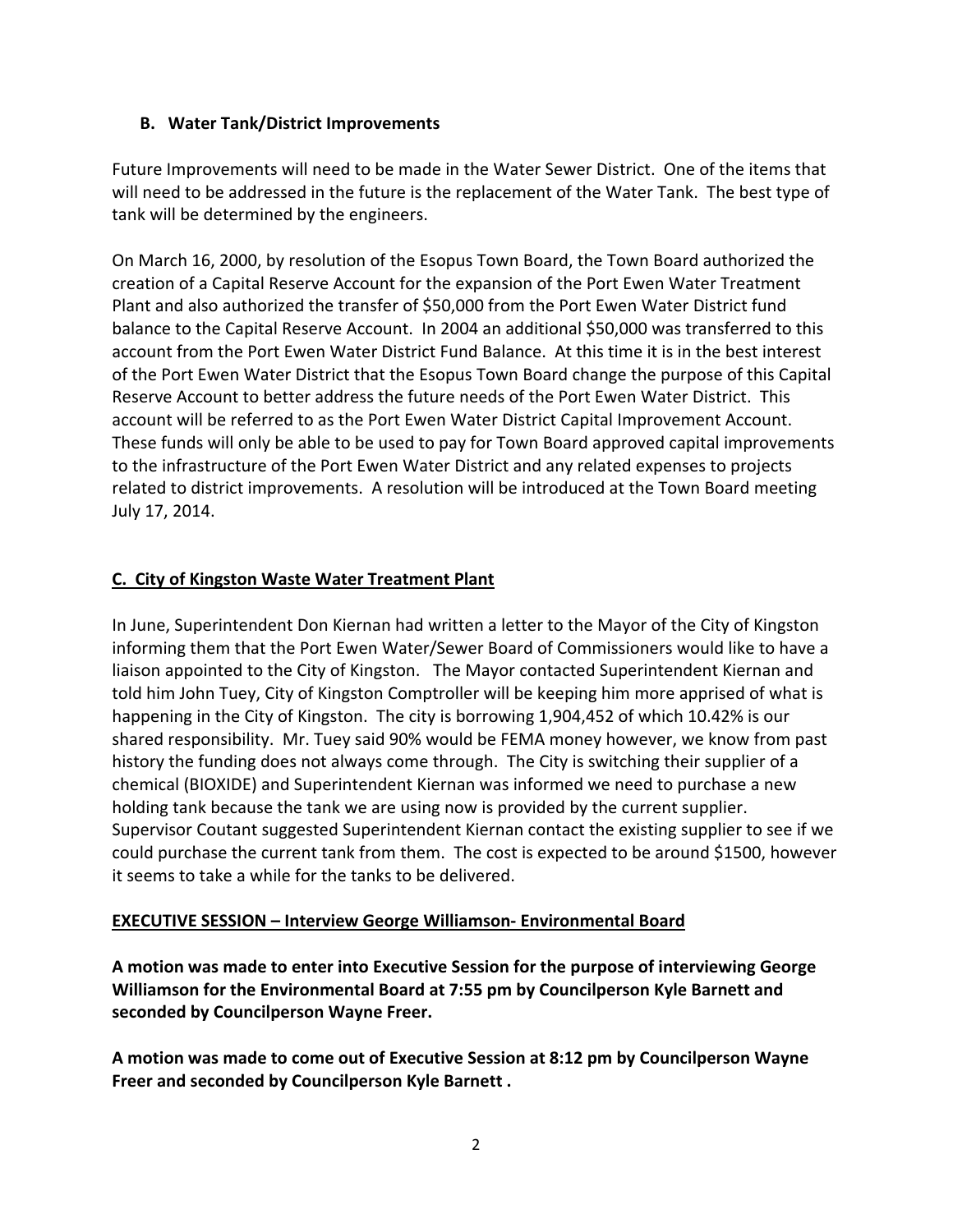### B. Water Tank/District Improvements

Future Improvements will need to be made in the Water Sewer District. One of the items that will need to be addressed in the future is the replacement of the Water Tank. The best type of tank will be determined by the engineers.

On March 16, 2000, by resolution of the Esopus Town Board, the Town Board authorized the creation of a Capital Reserve Account for the expansion of the Port Ewen Water Treatment Plant and also authorized the transfer of $50,000 from the Port Ewen Water District fund balance to the Capital Reserve Account. In 2004 an additional $50,000 was transferred to this account from the Port Ewen Water District Fund Balance. At this time it is in the best interest of the Port Ewen Water District that the Esopus Town Board change the purpose of this Capital Reserve Account to better address the future needs of the Port Ewen Water District. This account will be referred to as the Port Ewen Water District Capital Improvement Account. These funds will only be able to be used to pay for Town Board approved capital improvements to the infrastructure of the Port Ewen Water District and any related expenses to projects related to district improvements. A resolution will be introduced at the Town Board meeting July 17, 2014.

### C. City of Kingston Waste Water Treatment Plant

In June, Superintendent Don Kiernan had written a letter to the Mayor of the City of Kingston informing them that the Port Ewen Water/Sewer Board of Commissioners would like to have a liaison appointed to the City of Kingston. The Mayor contacted Superintendent Kiernan and told him John Tuey, City of Kingston Comptroller will be keeping him more apprised of what is happening in the City of Kingston. The city is borrowing 1,904,452 of which 10.42% is our shared responsibility. Mr. Tuey said 90% would be FEMA money however, we know from past history the funding does not always come through. The City is switching their supplier of a chemical (BIOXIDE) and Superintendent Kiernan was informed we need to purchase a new holding tank because the tank we are using now is provided by the current supplier. Supervisor Coutant suggested Superintendent Kiernan contact the existing supplier to see if we could purchase the current tank from them. The cost is expected to be around $1500, however it seems to take a while for the tanks to be delivered.

### EXECUTIVE SESSION – Interview George Williamson- Environmental Board

**A motion was made to enter into Executive Session for the purpose of interviewing George Williamson for the Environmental Board at 7:55 pm by Councilperson Kyle Barnett and seconded by Councilperson Wayne Freer.**

**A motion was made to come out of Executive Session at 8:12 pm by Councilperson Wayne Freer and seconded by Councilperson Kyle Barnett .**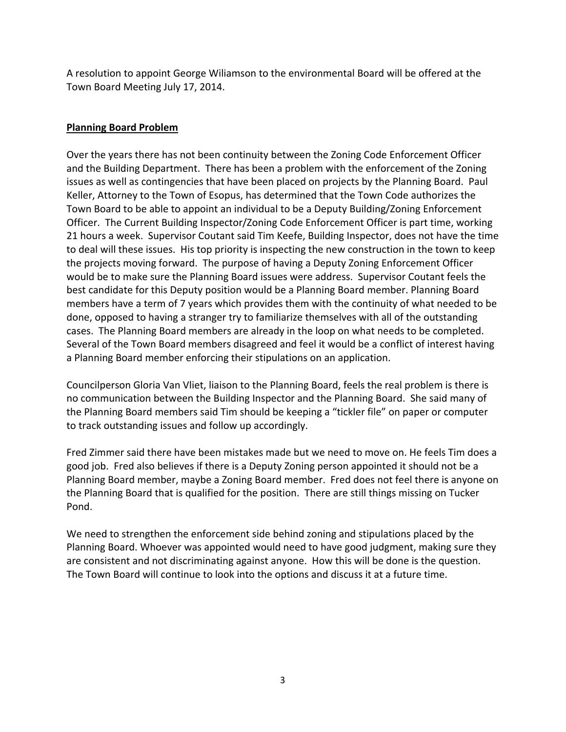A resolution to appoint George Wiliamson to the environmental Board will be offered at the Town Board Meeting July 17, 2014.

**Planning Board Problem**

Over the years there has not been continuity between the Zoning Code Enforcement Officer and the Building Department. There has been a problem with the enforcement of the Zoning issues as well as contingencies that have been placed on projects by the Planning Board. Paul Keller, Attorney to the Town of Esopus, has determined that the Town Code authorizes the Town Board to be able to appoint an individual to be a Deputy Building/Zoning Enforcement Officer. The Current Building Inspector/Zoning Code Enforcement Officer is part time, working 21 hours a week. Supervisor Coutant said Tim Keefe, Building Inspector, does not have the time to deal will these issues. His top priority is inspecting the new construction in the town to keep the projects moving forward. The purpose of having a Deputy Zoning Enforcement Officer would be to make sure the Planning Board issues were address. Supervisor Coutant feels the best candidate for this Deputy position would be a Planning Board member. Planning Board members have a term of 7 years which provides them with the continuity of what needed to be done, opposed to having a stranger try to familiarize themselves with all of the outstanding cases. The Planning Board members are already in the loop on what needs to be completed. Several of the Town Board members disagreed and feel it would be a conflict of interest having a Planning Board member enforcing their stipulations on an application.

Councilperson Gloria Van Vliet, liaison to the Planning Board, feels the real problem is there is no communication between the Building Inspector and the Planning Board. She said many of the Planning Board members said Tim should be keeping a "tickler file" on paper or computer to track outstanding issues and follow up accordingly.

Fred Zimmer said there have been mistakes made but we need to move on. He feels Tim does a good job. Fred also believes if there is a Deputy Zoning person appointed it should not be a Planning Board member, maybe a Zoning Board member. Fred does not feel there is anyone on the Planning Board that is qualified for the position. There are still things missing on Tucker Pond.

We need to strengthen the enforcement side behind zoning and stipulations placed by the Planning Board. Whoever was appointed would need to have good judgment, making sure they are consistent and not discriminating against anyone. How this will be done is the question. The Town Board will continue to look into the options and discuss it at a future time.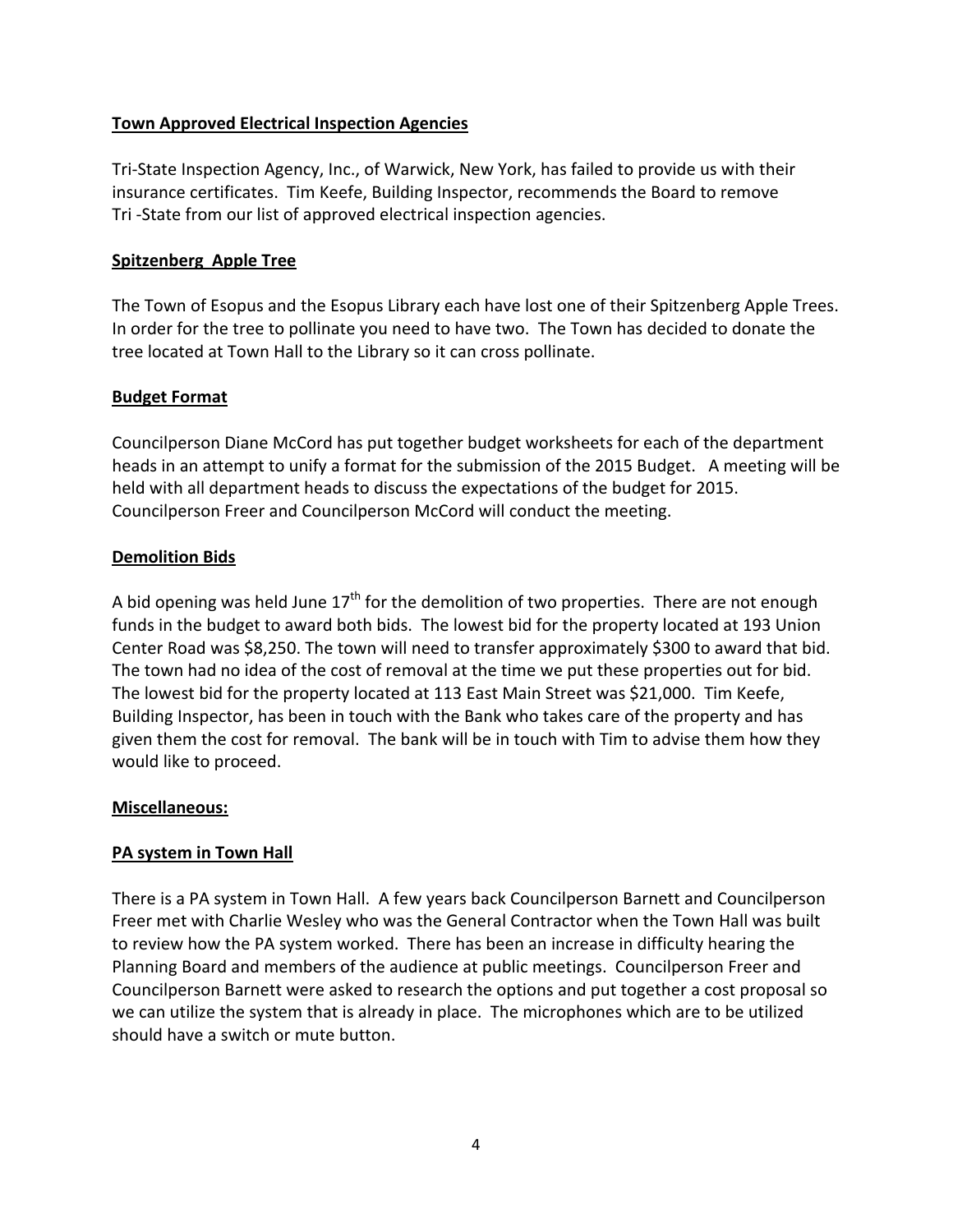**Town Approved Electrical Inspection Agencies**

Tri-State Inspection Agency, Inc., of Warwick, New York, has failed to provide us with their insurance certificates. Tim Keefe, Building Inspector, recommends the Board to remove Tri -State from our list of approved electrical inspection agencies.

**Spitzenberg Apple Tree**

The Town of Esopus and the Esopus Library each have lost one of their Spitzenberg Apple Trees. In order for the tree to pollinate you need to have two. The Town has decided to donate the tree located at Town Hall to the Library so it can cross pollinate.

**Budget Format**

Councilperson Diane McCord has put together budget worksheets for each of the department heads in an attempt to unify a format for the submission of the 2015 Budget. A meeting will be held with all department heads to discuss the expectations of the budget for 2015. Councilperson Freer and Councilperson McCord will conduct the meeting.

**Demolition Bids**

A bid opening was held June 17th for the demolition of two properties. There are not enough funds in the budget to award both bids. The lowest bid for the property located at 193 Union Center Road was $8,250. The town will need to transfer approximately $300 to award that bid. The town had no idea of the cost of removal at the time we put these properties out for bid. The lowest bid for the property located at 113 East Main Street was $21,000. Tim Keefe, Building Inspector, has been in touch with the Bank who takes care of the property and has given them the cost for removal. The bank will be in touch with Tim to advise them how they would like to proceed.

**Miscellaneous:**

**PA system in Town Hall**

There is a PA system in Town Hall. A few years back Councilperson Barnett and Councilperson Freer met with Charlie Wesley who was the General Contractor when the Town Hall was built to review how the PA system worked. There has been an increase in difficulty hearing the Planning Board and members of the audience at public meetings. Councilperson Freer and Councilperson Barnett were asked to research the options and put together a cost proposal so we can utilize the system that is already in place. The microphones which are to be utilized should have a switch or mute button.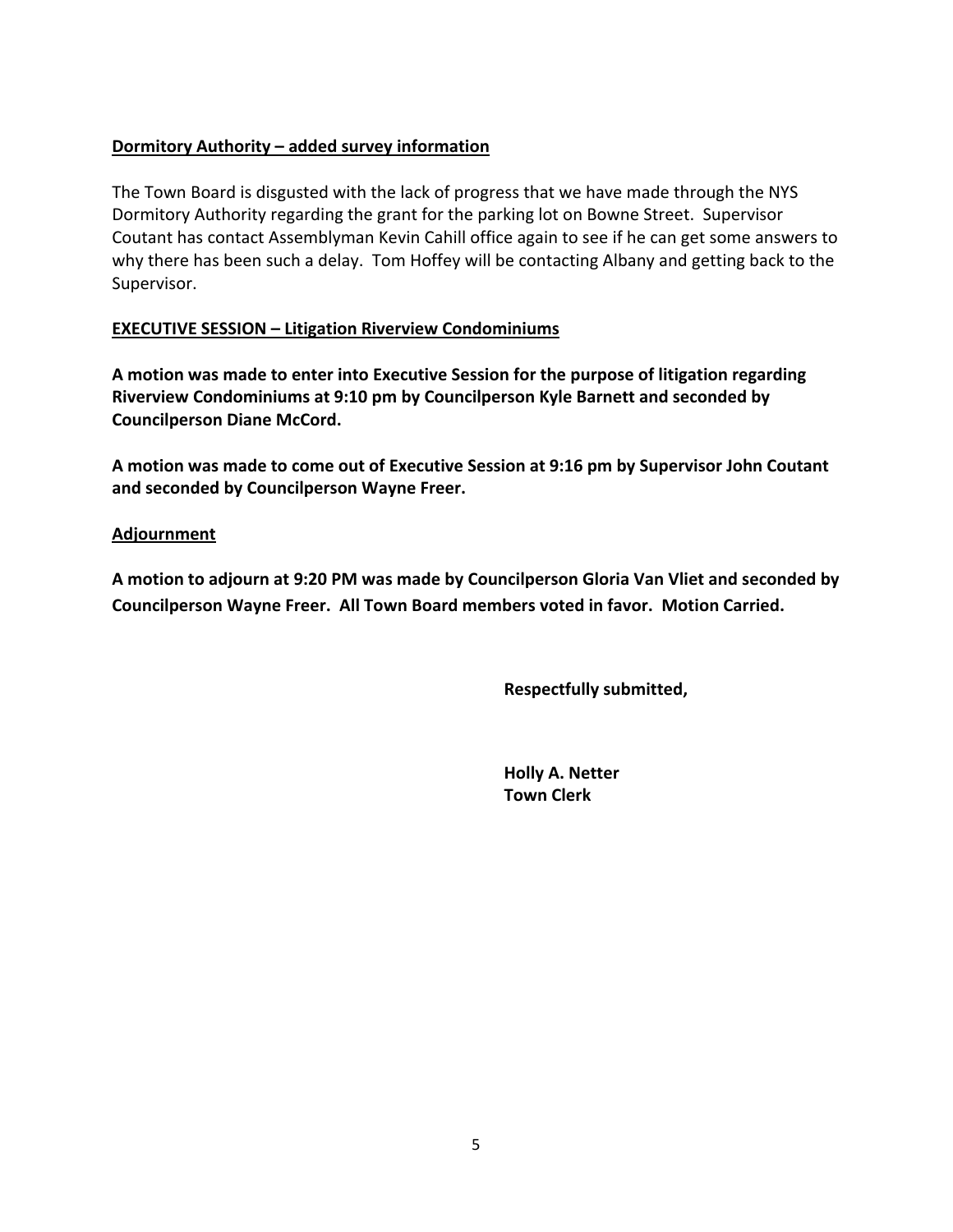**Dormitory Authority – added survey information**

The Town Board is disgusted with the lack of progress that we have made through the NYS Dormitory Authority regarding the grant for the parking lot on Bowne Street. Supervisor Coutant has contact Assemblyman Kevin Cahill office again to see if he can get some answers to why there has been such a delay. Tom Hoffey will be contacting Albany and getting back to the Supervisor.

**EXECUTIVE SESSION – Litigation Riverview Condominiums**

**A motion was made to enter into Executive Session for the purpose of litigation regarding Riverview Condominiums at 9:10 pm by Councilperson Kyle Barnett and seconded by Councilperson Diane McCord.**

**A motion was made to come out of Executive Session at 9:16 pm by Supervisor John Coutant and seconded by Councilperson Wayne Freer.**

**Adjournment**

**A motion to adjourn at 9:20 PM was made by Councilperson Gloria Van Vliet and seconded by Councilperson Wayne Freer. All Town Board members voted in favor. Motion Carried.**

**Respectfully submitted,**

**Holly A. Netter**
**Town Clerk**